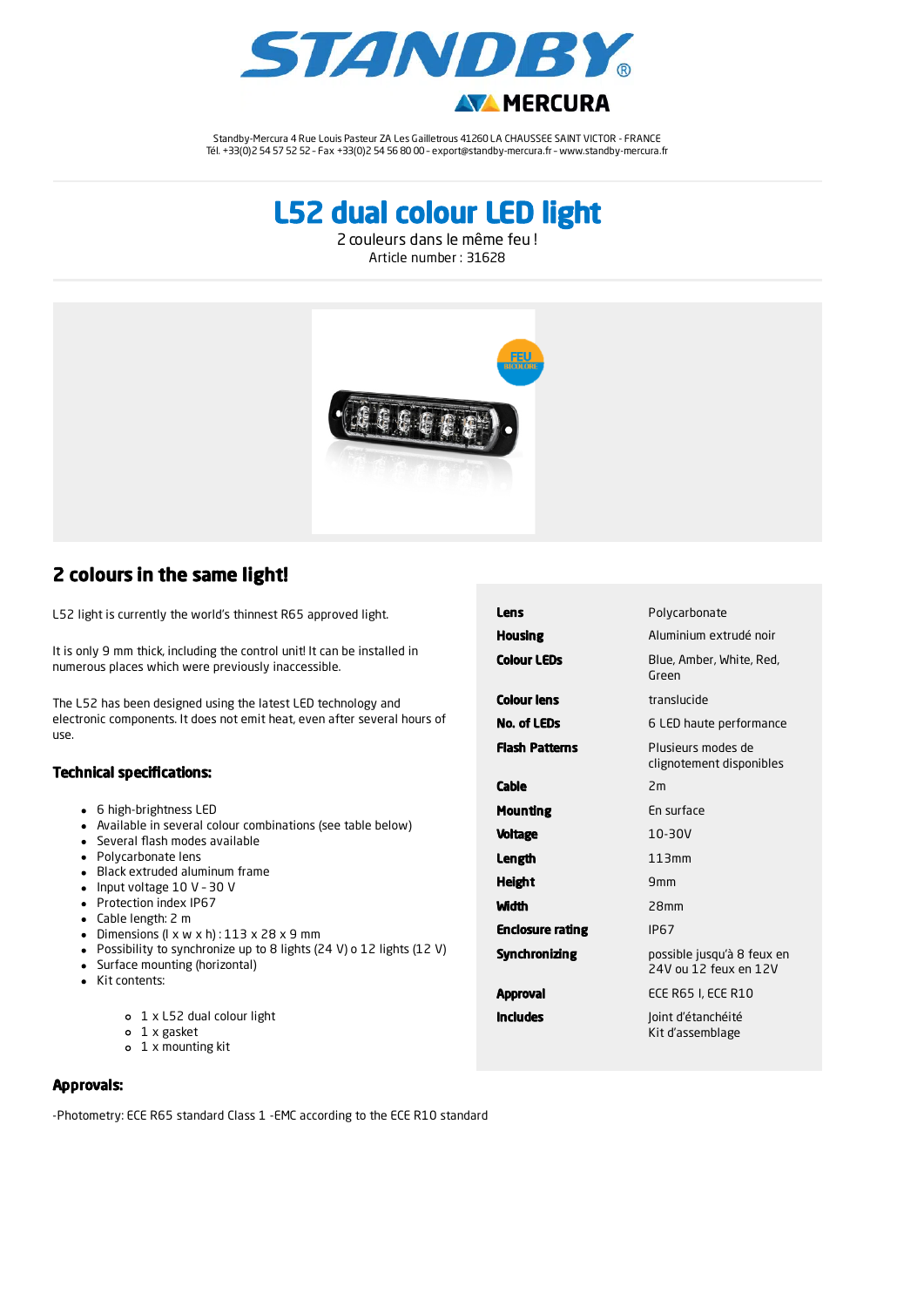Standby-Mercura 4 Rue Louis Pasteur ZA Les Gailletrous 41260 LA CHAUSSEE SAINT VICTOR - FRANCE
Tél. +33(0)2 54 57 52 52 - Fax +33(0)2 54 56 80 00 - export@standby-mercura.fr - www.standby-mercura.fr

# L52 dual colour LED light

2 couleurs dans le même feu !
Article number : 31628

## 2 colours in the same light!

L52 light is currently the world's thinnest R65 approved light.

It is only 9 mm thick, including the control unit! It can be installed in numerous places which were previously inaccessible.

The L52 has been designed using the latest LED technology and electronic components. It does not emit heat, even after several hours of use.

### Technical specifications:

- 6 high-brightness LED
- Available in several colour combinations (see table below)
- Several flash modes available
- Polycarbonate lens
- Black extruded aluminum frame
- Input voltage 10 V - 30 V
- Protection index IP67
- Cable length: 2 m
- Dimensions (l x w x h) : 113 x 28 x 9 mm
- Possibility to synchronize up to 8 lights (24 V) o 12 lights (12 V)
- Surface mounting (horizontal)
- Kit contents:
  - 1 x L52 dual colour light
  - 1 x gasket
  - 1 x mounting kit

| | |
|---|---|
| **Lens** | Polycarbonate |
| **Housing** | Aluminium extrudé noir |
| **Colour LEDs** | Blue, Amber, White, Red, Green |
| **Colour lens** | translucide |
| **No. of LEDs** | 6 LED haute performance |
| **Flash Patterns** | Plusieurs modes de clignotement disponibles |
| **Cable** | 2m |
| **Mounting** | En surface |
| **Voltage** | 10-30V |
| **Length** | 113mm |
| **Height** | 9mm |
| **Width** | 28mm |
| **Enclosure rating** | IP67 |
| **Synchronizing** | possible jusqu'à 8 feux en 24V ou 12 feux en 12V |
| **Approval** | ECE R65 I, ECE R10 |
| **Includes** | Joint d'étanchéité<br>Kit d'assemblage |

### Approvals:

-Photometry: ECE R65 standard Class 1 -EMC according to the ECE R10 standard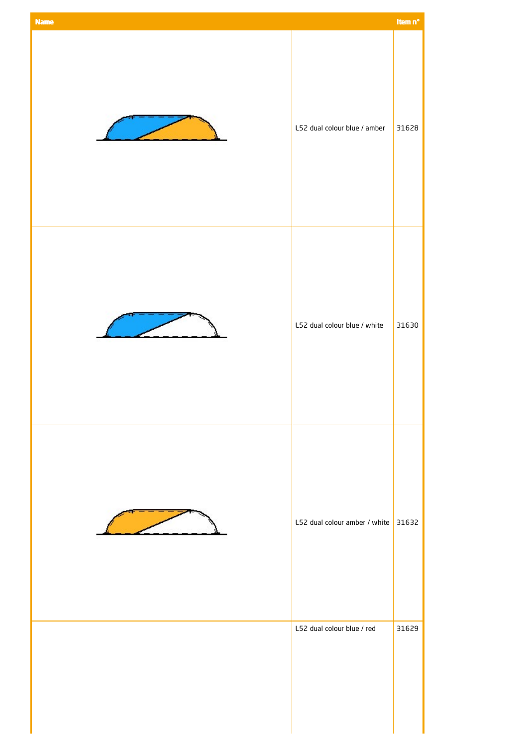| Name | | Item n° |
| --- | --- | --- |
| | L52 dual colour blue / amber | 31628 |
| | L52 dual colour blue / white | 31630 |
| | L52 dual colour amber / white | 31632 |
| | L52 dual colour blue / red | 31629 |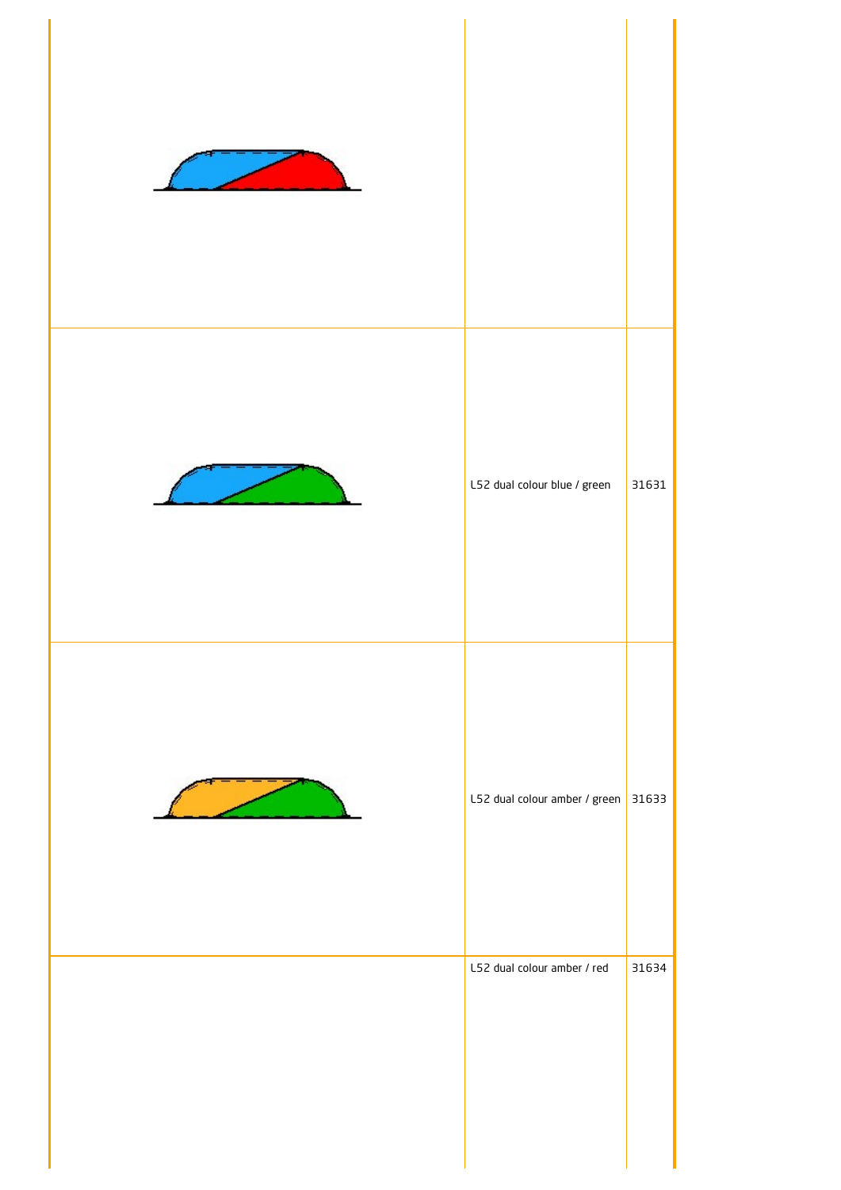| | | |
|---|---|---|
| | | |
| | L52 dual colour blue / green | 31631 |
| | L52 dual colour amber / green | 31633 |
| | L52 dual colour amber / red | 31634 |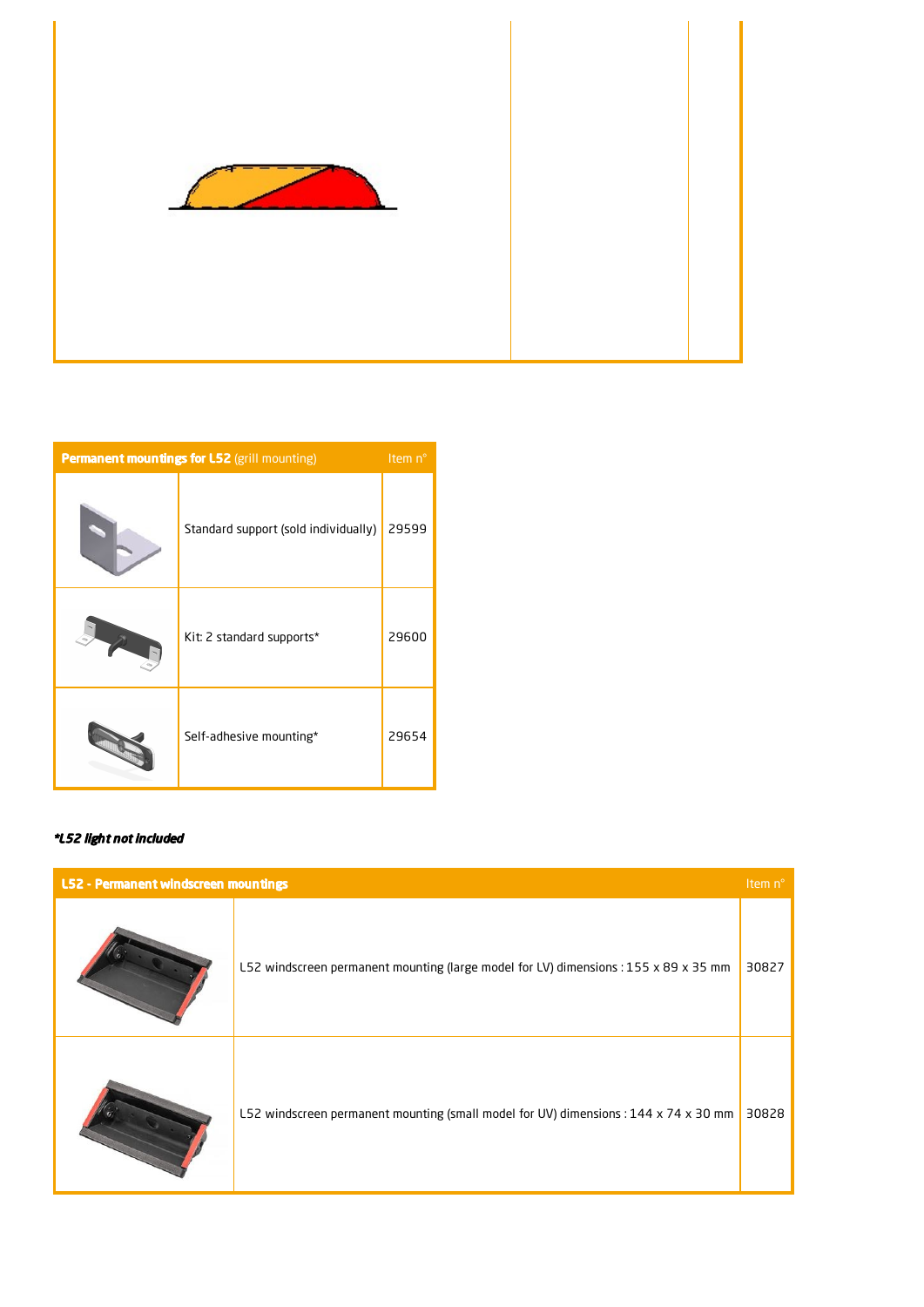| **Permanent mountings for L52** (grill mounting) | | Item n° |
|---|---|---|
| | Standard support (sold individually) | 29599 |
| | Kit: 2 standard supports* | 29600 |
| | Self-adhesive mounting* | 29654 |

***L52 light not included***

| **L52 - Permanent windscreen mountings** | | Item n° |
|---|---|---|
| | L52 windscreen permanent mounting (large model for LV) dimensions : 155 x 89 x 35 mm | 30827 |
| | L52 windscreen permanent mounting (small model for UV) dimensions : 144 x 74 x 30 mm | 30828 |